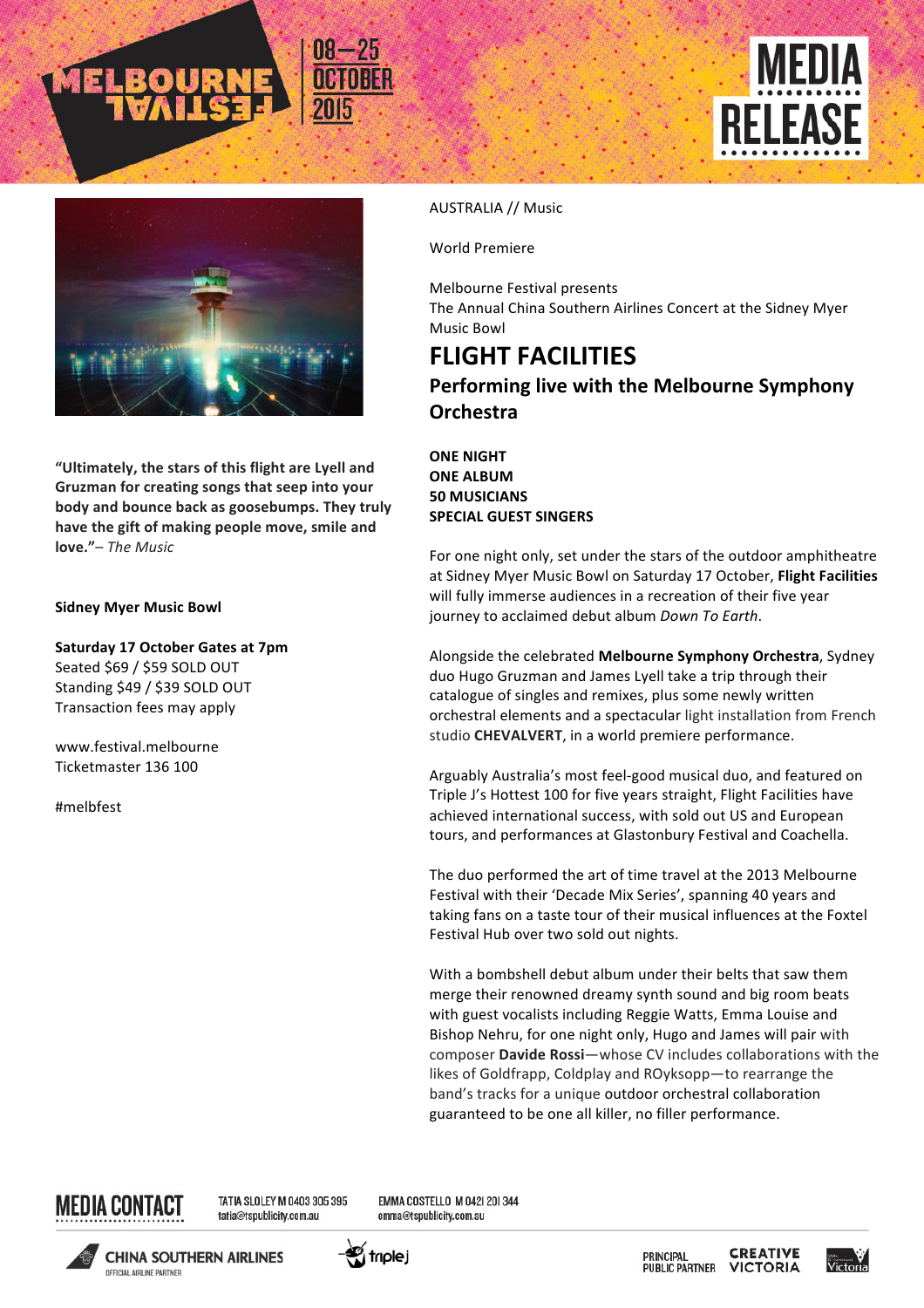MELBOURNE FESTIVAL 08—25 OCTOBER 2015

MEDIA RELEASE

AUSTRALIA // Music

World Premiere

Melbourne Festival presents
The Annual China Southern Airlines Concert at the Sidney Myer Music Bowl

# FLIGHT FACILITIES

## Performing live with the Melbourne Symphony Orchestra

**ONE NIGHT**
**ONE ALBUM**
**50 MUSICIANS**
**SPECIAL GUEST SINGERS**

For one night only, set under the stars of the outdoor amphitheatre at Sidney Myer Music Bowl on Saturday 17 October, **Flight Facilities** will fully immerse audiences in a recreation of their five year journey to acclaimed debut album *Down To Earth*.

Alongside the celebrated **Melbourne Symphony Orchestra**, Sydney duo Hugo Gruzman and James Lyell take a trip through their catalogue of singles and remixes, plus some newly written orchestral elements and a spectacular light installation from French studio **CHEVALVERT**, in a world premiere performance.

Arguably Australia's most feel-good musical duo, and featured on Triple J's Hottest 100 for five years straight, Flight Facilities have achieved international success, with sold out US and European tours, and performances at Glastonbury Festival and Coachella.

The duo performed the art of time travel at the 2013 Melbourne Festival with their 'Decade Mix Series', spanning 40 years and taking fans on a taste tour of their musical influences at the Foxtel Festival Hub over two sold out nights.

With a bombshell debut album under their belts that saw them merge their renowned dreamy synth sound and big room beats with guest vocalists including Reggie Watts, Emma Louise and Bishop Nehru, for one night only, Hugo and James will pair with composer **Davide Rossi**—whose CV includes collaborations with the likes of Goldfrapp, Coldplay and ROyksopp—to rearrange the band's tracks for a unique outdoor orchestral collaboration guaranteed to be one all killer, no filler performance.

**"Ultimately, the stars of this flight are Lyell and Gruzman for creating songs that seep into your body and bounce back as goosebumps. They truly have the gift of making people move, smile and love."** – *The Music*

**Sidney Myer Music Bowl**

**Saturday 17 October Gates at 7pm**
Seated $69 / $59 SOLD OUT
Standing $49 / $39 SOLD OUT
Transaction fees may apply

www.festival.melbourne
Ticketmaster 136 100

#melbfest

**MEDIA CONTACT**

TATIA SLOLEY M 0403 305 395
tatia@tspublicity.com.au

EMMA COSTELLO M 0421 201 344
emma@tspublicity.com.au

CHINA SOUTHERN AIRLINES — OFFICIAL AIRLINE PARTNER | triple j | PRINCIPAL PUBLIC PARTNER CREATIVE VICTORIA | Victoria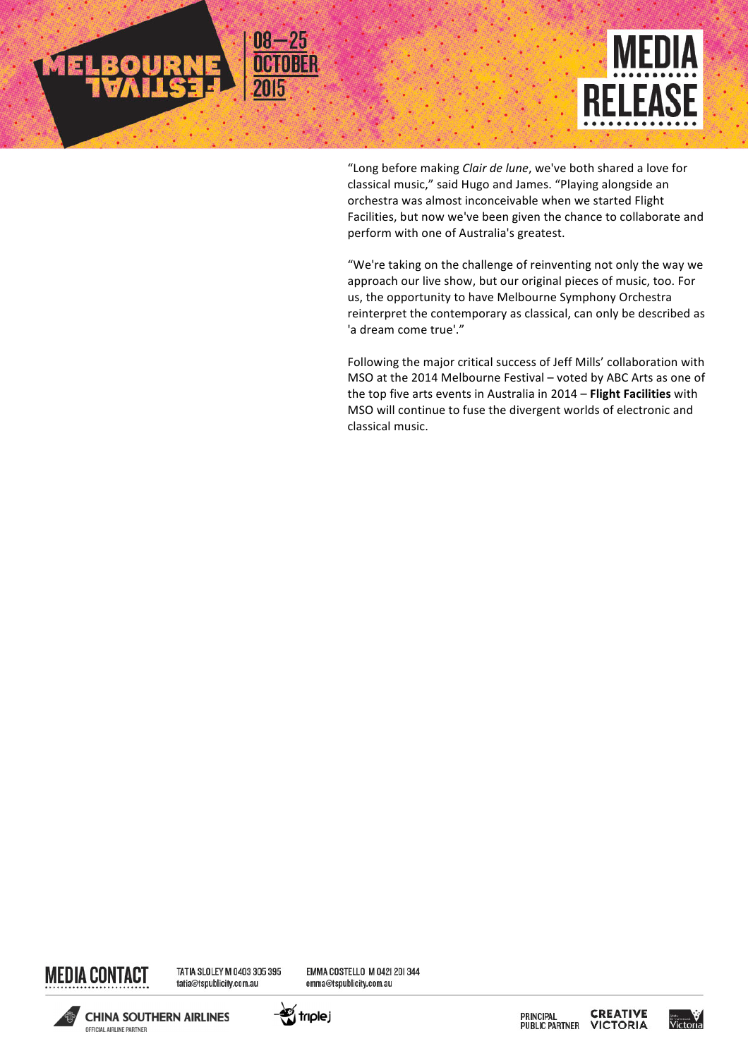"Long before making *Clair de lune*, we've both shared a love for classical music," said Hugo and James. "Playing alongside an orchestra was almost inconceivable when we started Flight Facilities, but now we've been given the chance to collaborate and perform with one of Australia's greatest.

"We're taking on the challenge of reinventing not only the way we approach our live show, but our original pieces of music, too. For us, the opportunity to have Melbourne Symphony Orchestra reinterpret the contemporary as classical, can only be described as 'a dream come true'."

Following the major critical success of Jeff Mills' collaboration with MSO at the 2014 Melbourne Festival – voted by ABC Arts as one of the top five arts events in Australia in 2014 – **Flight Facilities** with MSO will continue to fuse the divergent worlds of electronic and classical music.

**MEDIA CONTACT**

TATIA SLOLEY M 0403 305 395
tatia@tspublicity.com.au

EMMA COSTELLO M 0421 201 344
emma@tspublicity.com.au